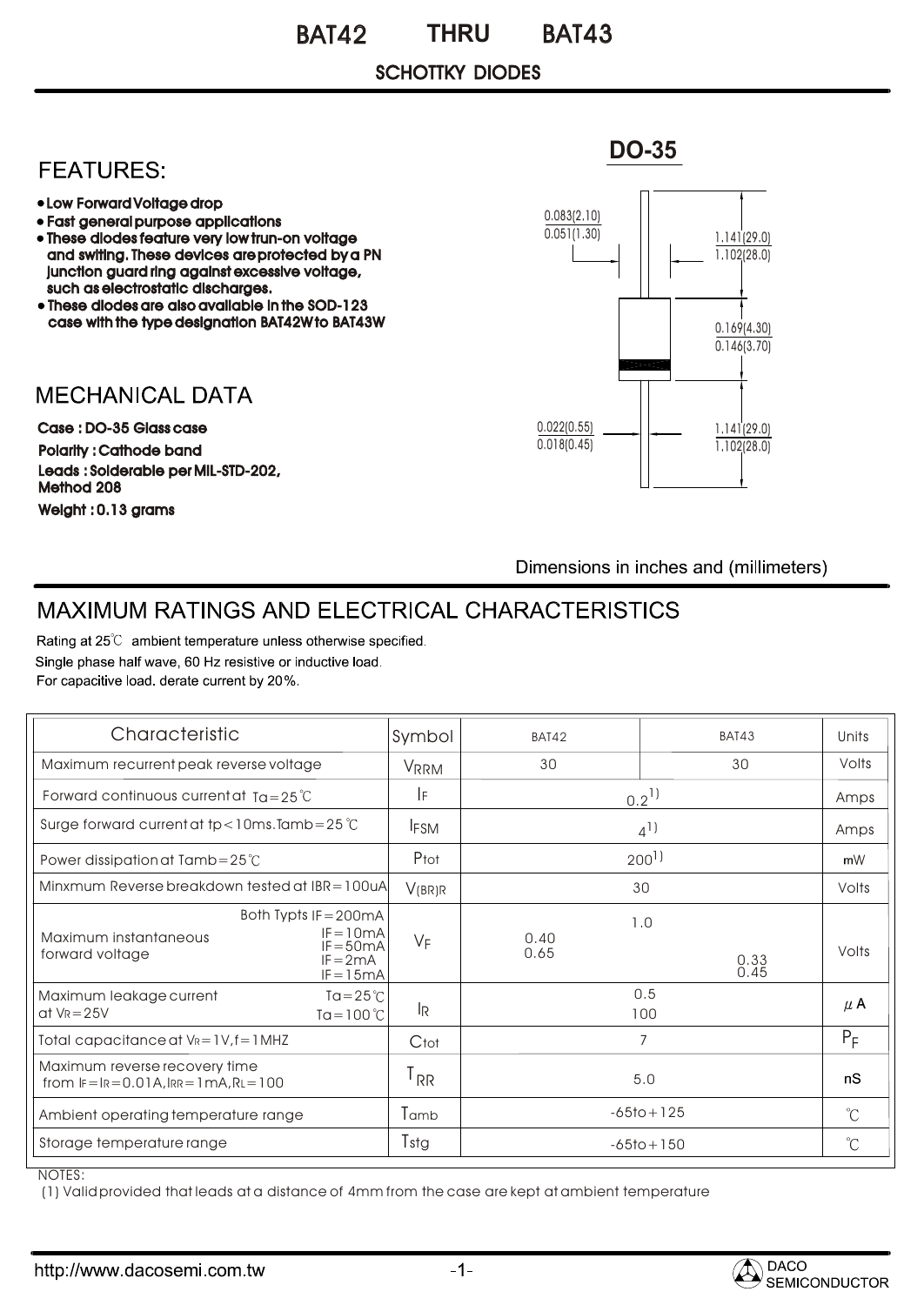# BAT42 THRU BAT43

## SCHOTTKY DIODES

## FEATURES:

- Low Forward Voltage drop
- Fast general purpose applications
- These diodes feature very low trun-on voltage and switting. These devices are protected by a PN junction guard ring against excessive voltage, such as electrostatic discharges.
- These diodes are also available in the SOD-123 case with the type designation BAT42W to BAT43W

## MECHANICAL DATA

**Case : DO-35 Glass case**

**Polarity : Cathode band**

**Leads : Solderable per MIL-STD-202, Method 208**

**Weight : 0.13 grams**

**DO-35**

0.083(2.10)
0.051(1.30)

1.141(29.0)
1.102(28.0)

0.169(4.30)
0.146(3.70)

0.022(0.55)
0.018(0.45)

1.141(29.0)
1.102(28.0)

Dimensions in inches and (millimeters)

## MAXIMUM RATINGS AND ELECTRICAL CHARACTERISTICS

Rating at 25℃ ambient temperature unless otherwise specified.
Single phase half wave, 60 Hz resistive or inductive load.
For capacitive load. derate current by 20%.

| Characteristic | | Symbol | BAT42 | BAT43 | Units |
|---|---|---|---|---|---|
| Maximum recurrent peak reverse voltage | | $V_{RRM}$ | 30 | 30 | Volts |
| Forward continuous current at Ta=25℃ | | $I_F$ | 0.2[1] | | Amps |
| Surge forward current at tp<10ms.Tamb=25℃ | | $I_{FSM}$ | 4[1] | | Amps |
| Power dissipation at Tamb=25℃ | | $P_{tot}$ | 200[1] | | mW |
| Minxmum Reverse breakdown tested at IBR=100uA | | $V_{(BR)R}$ | 30 | | Volts |
| Maximum instantaneous forward voltage | Both Typts IF=200mA | $V_F$ | 1.0 | | Volts |
| | IF=10mA | | 0.40 | | |
| | IF=50mA | | 0.65 | | |
| | IF=2mA | | | 0.33 | |
| | IF=15mA | | | 0.45 | |
| Maximum leakage current at $V_R$=25V | Ta=25℃ | $I_R$ | 0.5 | | μA |
| | Ta=100℃ | | 100 | | |
| Total capacitance at $V_R$=1V, f=1MHZ | | $C_{tot}$ | 7 | | $P_F$ |
| Maximum reverse recovery time from IF=IR=0.01A, IRR=1mA, RL=100 | | $T_{RR}$ | 5.0 | | nS |
| Ambient operating temperature range | | $T_{amb}$ | -65to+125 | | ℃ |
| Storage temperature range | | $T_{stg}$ | -65to+150 | | ℃ |

NOTES:
(1) Valid provided that leads at a distance of 4mm from the case are kept at ambient temperature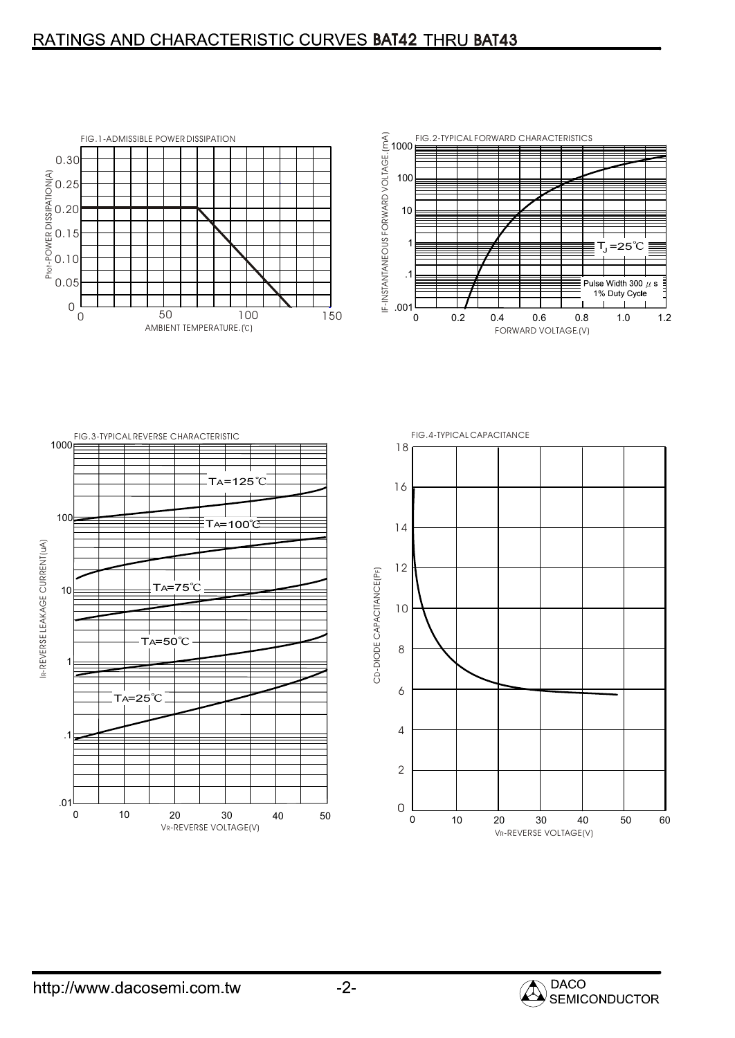# RATINGS AND CHARACTERISTIC CURVES BAT42 THRU BAT43

FIG.1-ADMISSIBLE POWER DISSIPATION

Ptot-POWER DISSIPATION(A)

0.30
0.25
0.20
0.15
0.10
0.05
0

0 50 100 150

AMBIENT TEMPERATURE.(℃)

FIG.2-TYPICAL FORWARD CHARACTERISTICS

IF-INSTANTANEOUS FORWARD VOLTAGE.(mA)

1000
100
10
1
.1
.001

$T_J$ =25℃

Pulse Width 300 μ s
1% Duty Cycle

0 0.2 0.4 0.6 0.8 1.0 1.2

FORWARD VOLTAGE.(V)

FIG.3-TYPICAL REVERSE CHARACTERISTIC

IR-REVERSE LEAKAGE CURRENT(uA)

1000
100
10
1
.1
.01

TA=125℃
TA=100℃
TA=75℃
TA=50℃
TA=25℃

0 10 20 30 40 50

VR-REVERSE VOLTAGE(V)

FIG.4-TYPICAL CAPACITANCE

CD-DIODE CAPACITANCE(PF)

18
16
14
12
10
8
6
4
2
0

0 10 20 30 40 50 60

VR-REVERSE VOLTAGE(V)